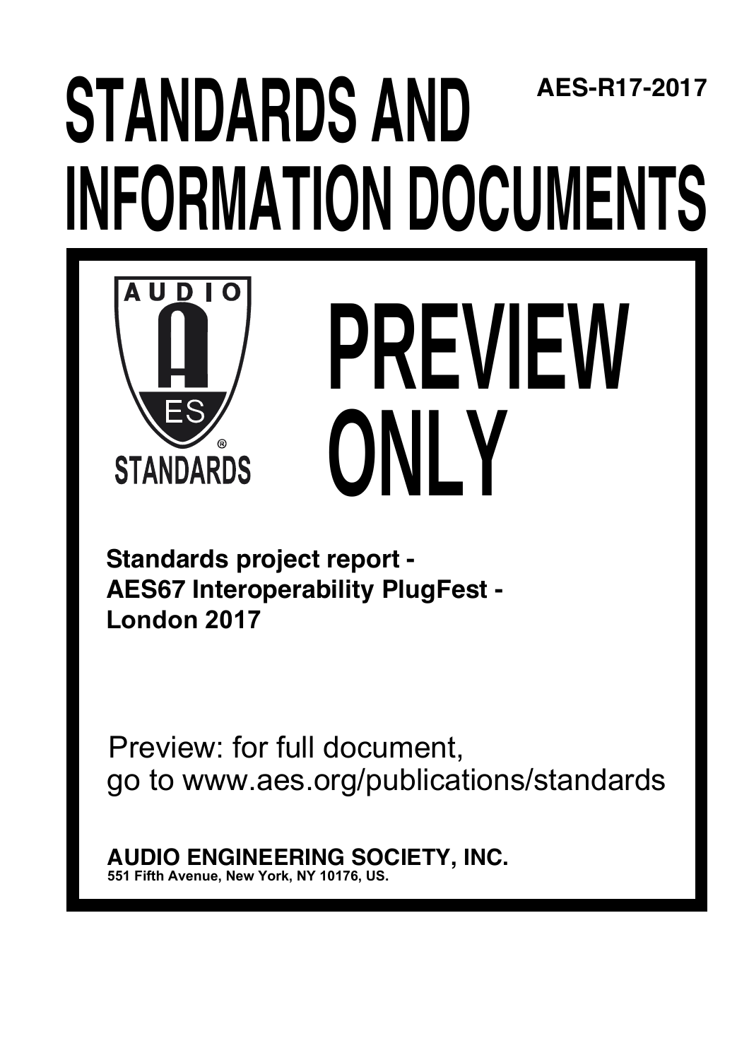AES-R17-2017

# STANDARDS AND INFORMATION DOCUMENTS

AUDIO

ES

STANDARDS

# PREVIEW ONLY

**Standards project report - AES67 Interoperability PlugFest - London 2017**

Preview: for full document, go to www.aes.org/publications/standards

**AUDIO ENGINEERING SOCIETY, INC.**
**551 Fifth Avenue, New York, NY 10176, US.**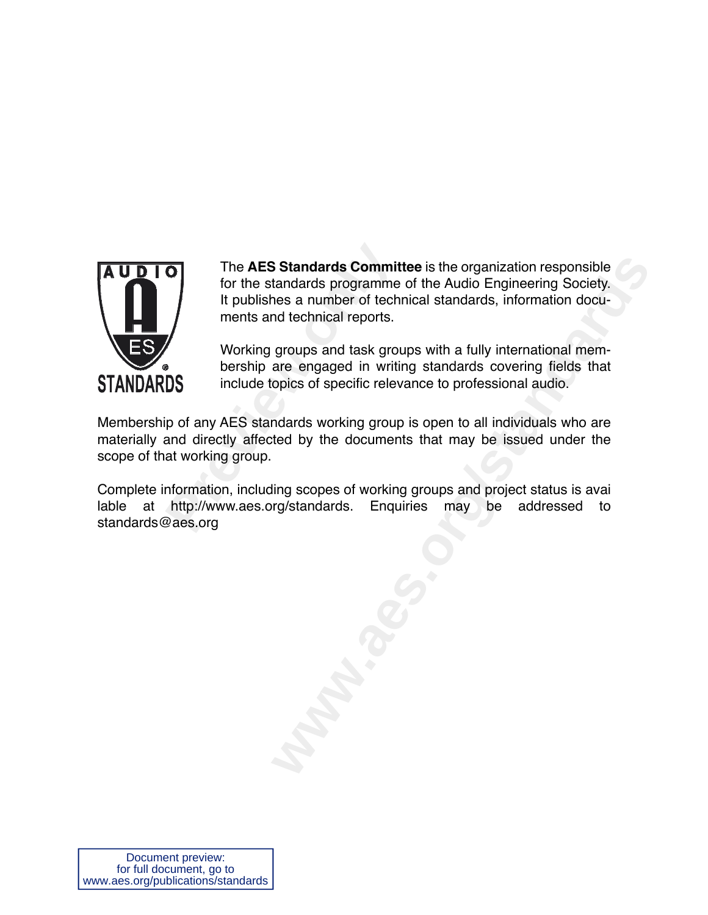The **AES Standards Committee** is the organization responsible for the standards programme of the Audio Engineering Society. It publishes a number of technical standards, information documents and technical reports.

Working groups and task groups with a fully international membership are engaged in writing standards covering fields that include topics of specific relevance to professional audio.

Membership of any AES standards working group is open to all individuals who are materially and directly affected by the documents that may be issued under the scope of that working group.

Complete information, including scopes of working groups and project status is avai lable at http://www.aes.org/standards. Enquiries may be addressed to standards@aes.org

Document preview:
for full document, go to
www.aes.org/publications/standards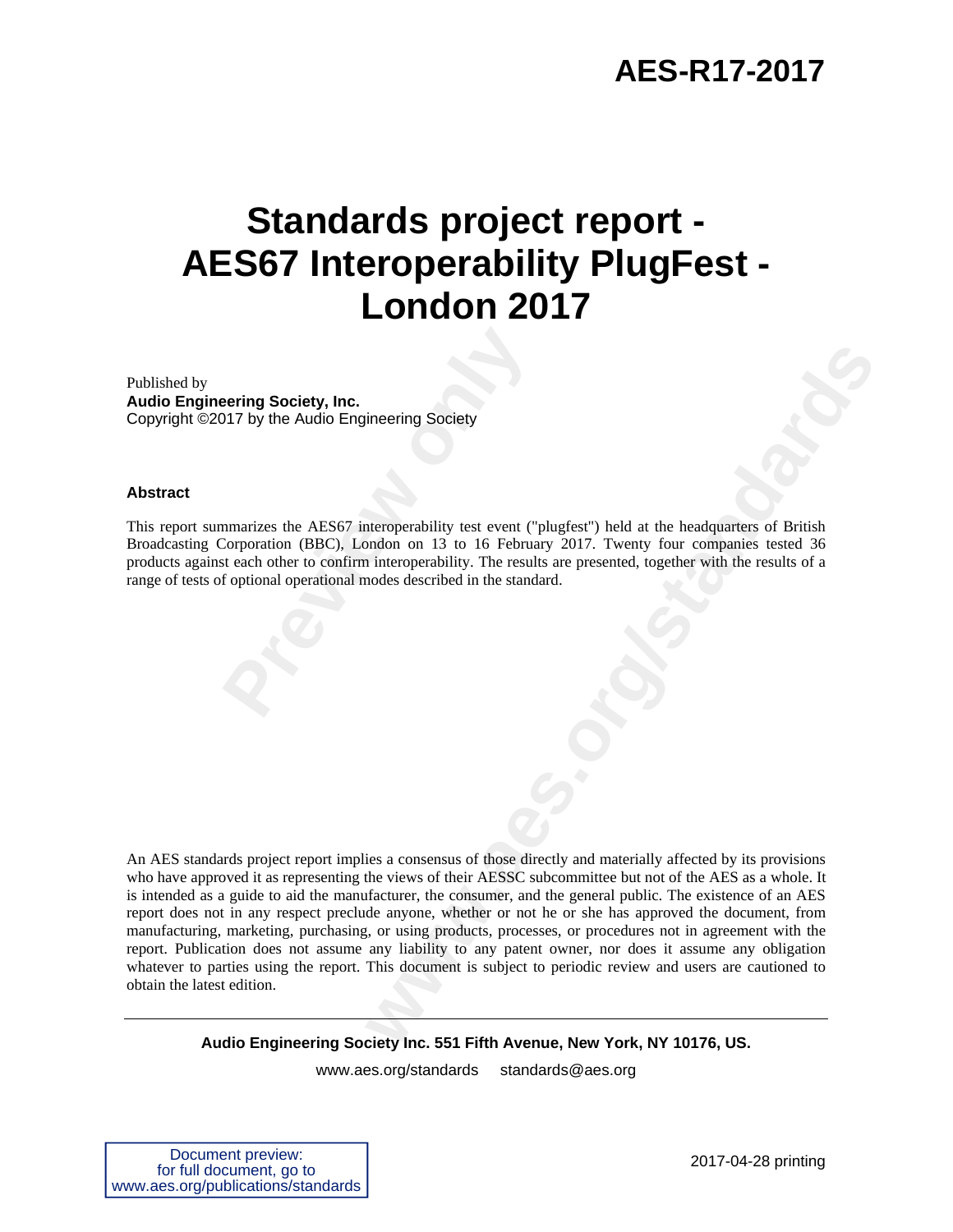# AES-R17-2017

# Standards project report - AES67 Interoperability PlugFest - London 2017

Published by
**Audio Engineering Society, Inc.**
Copyright ©2017 by the Audio Engineering Society

**Abstract**

This report summarizes the AES67 interoperability test event ("plugfest") held at the headquarters of British Broadcasting Corporation (BBC), London on 13 to 16 February 2017. Twenty four companies tested 36 products against each other to confirm interoperability. The results are presented, together with the results of a range of tests of optional operational modes described in the standard.

An AES standards project report implies a consensus of those directly and materially affected by its provisions who have approved it as representing the views of their AESSC subcommittee but not of the AES as a whole. It is intended as a guide to aid the manufacturer, the consumer, and the general public. The existence of an AES report does not in any respect preclude anyone, whether or not he or she has approved the document, from manufacturing, marketing, purchasing, or using products, processes, or procedures not in agreement with the report. Publication does not assume any liability to any patent owner, nor does it assume any obligation whatever to parties using the report. This document is subject to periodic review and users are cautioned to obtain the latest edition.

**Audio Engineering Society Inc. 551 Fifth Avenue, New York, NY 10176, US.**

www.aes.org/standards standards@aes.org

Document preview:
for full document, go to
www.aes.org/publications/standards

2017-04-28 printing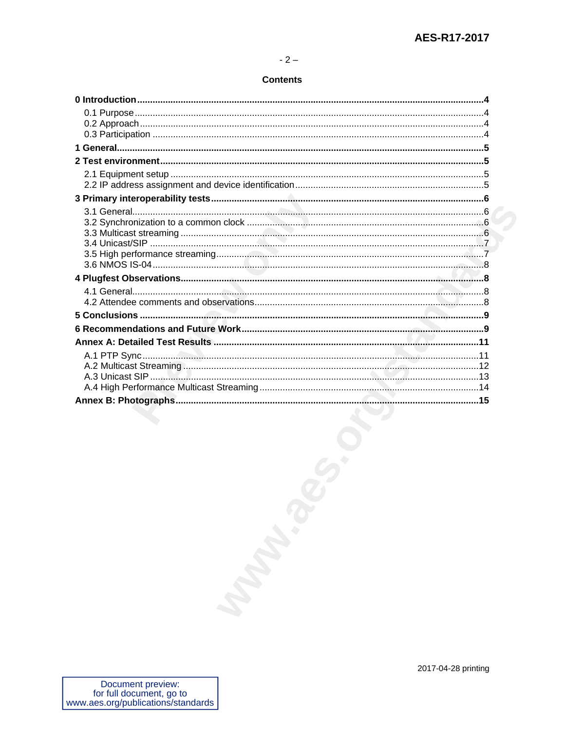## Contents

**0 Introduction** ..... **4**
- 0.1 Purpose ..... 4
- 0.2 Approach ..... 4
- 0.3 Participation ..... 4

**1 General** ..... **5**

**2 Test environment** ..... **5**
- 2.1 Equipment setup ..... 5
- 2.2 IP address assignment and device identification ..... 5

**3 Primary interoperability tests** ..... **6**
- 3.1 General ..... 6
- 3.2 Synchronization to a common clock ..... 6
- 3.3 Multicast streaming ..... 6
- 3.4 Unicast/SIP ..... 7
- 3.5 High performance streaming ..... 7
- 3.6 NMOS IS-04 ..... 8

**4 Plugfest Observations** ..... **8**
- 4.1 General ..... 8
- 4.2 Attendee comments and observations ..... 8

**5 Conclusions** ..... **9**

**6 Recommendations and Future Work** ..... **9**

**Annex A: Detailed Test Results** ..... **11**
- A.1 PTP Sync ..... 11
- A.2 Multicast Streaming ..... 12
- A.3 Unicast SIP ..... 13
- A.4 High Performance Multicast Streaming ..... 14

**Annex B: Photographs** ..... **15**

2017-04-28 printing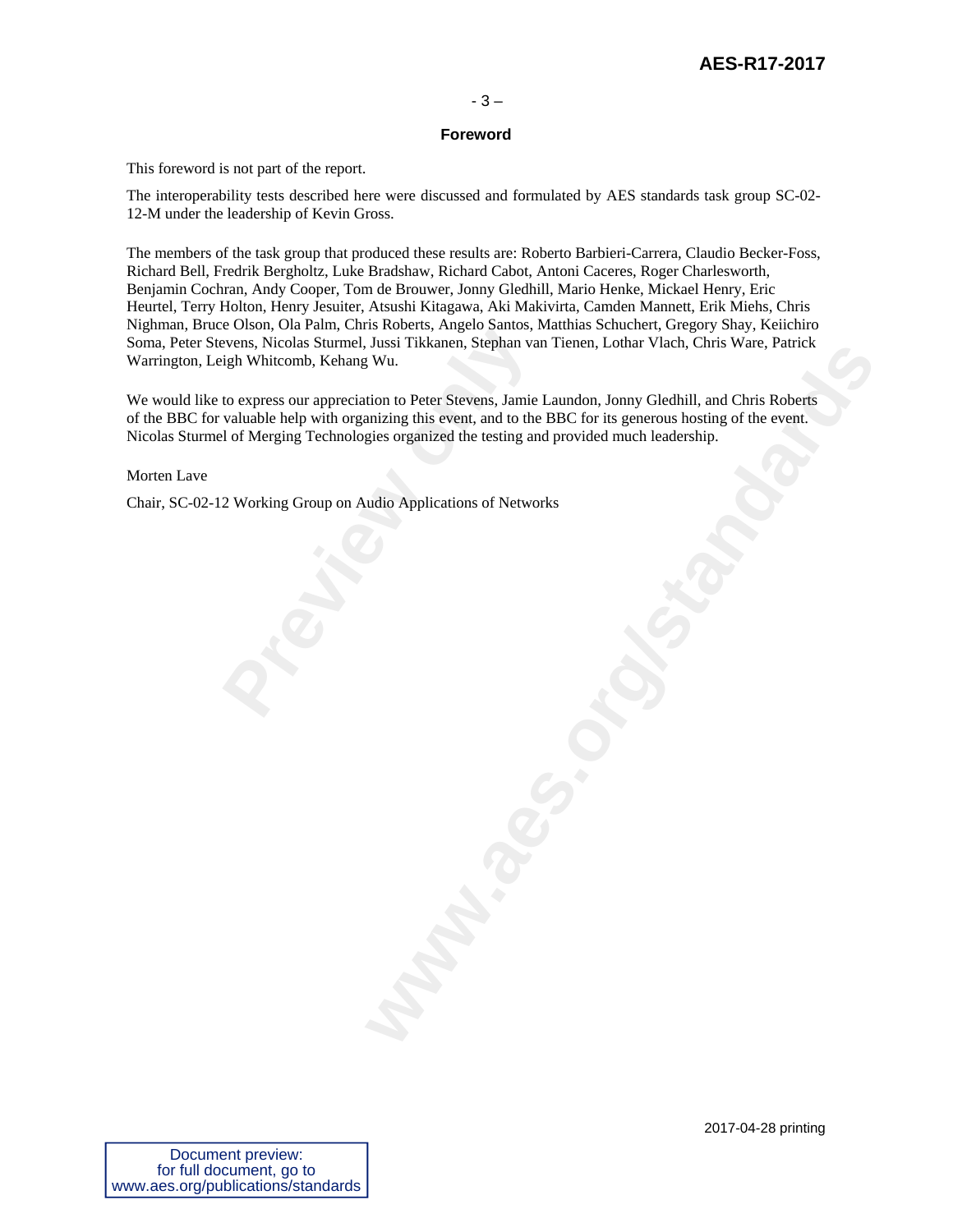## Foreword

This foreword is not part of the report.

The interoperability tests described here were discussed and formulated by AES standards task group SC-02-12-M under the leadership of Kevin Gross.

The members of the task group that produced these results are: Roberto Barbieri-Carrera, Claudio Becker-Foss, Richard Bell, Fredrik Bergholtz, Luke Bradshaw, Richard Cabot, Antoni Caceres, Roger Charlesworth, Benjamin Cochran, Andy Cooper, Tom de Brouwer, Jonny Gledhill, Mario Henke, Mickael Henry, Eric Heurtel, Terry Holton, Henry Jesuiter, Atsushi Kitagawa, Aki Makivirta, Camden Mannett, Erik Miehs, Chris Nighman, Bruce Olson, Ola Palm, Chris Roberts, Angelo Santos, Matthias Schuchert, Gregory Shay, Keiichiro Soma, Peter Stevens, Nicolas Sturmel, Jussi Tikkanen, Stephan van Tienen, Lothar Vlach, Chris Ware, Patrick Warrington, Leigh Whitcomb, Kehang Wu.

We would like to express our appreciation to Peter Stevens, Jamie Laundon, Jonny Gledhill, and Chris Roberts of the BBC for valuable help with organizing this event, and to the BBC for its generous hosting of the event. Nicolas Sturmel of Merging Technologies organized the testing and provided much leadership.

Morten Lave

Chair, SC-02-12 Working Group on Audio Applications of Networks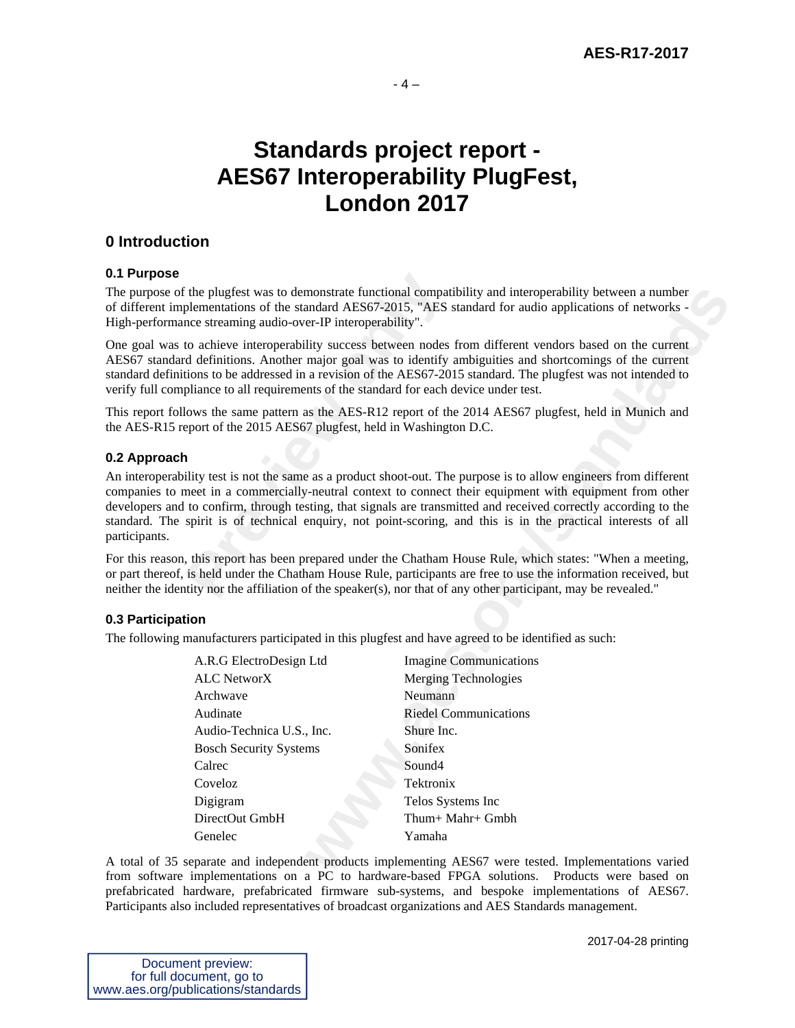# Standards project report - AES67 Interoperability PlugFest, London 2017

## 0 Introduction

### 0.1 Purpose

The purpose of the plugfest was to demonstrate functional compatibility and interoperability between a number of different implementations of the standard AES67-2015, "AES standard for audio applications of networks - High-performance streaming audio-over-IP interoperability".

One goal was to achieve interoperability success between nodes from different vendors based on the current AES67 standard definitions. Another major goal was to identify ambiguities and shortcomings of the current standard definitions to be addressed in a revision of the AES67-2015 standard. The plugfest was not intended to verify full compliance to all requirements of the standard for each device under test.

This report follows the same pattern as the AES-R12 report of the 2014 AES67 plugfest, held in Munich and the AES-R15 report of the 2015 AES67 plugfest, held in Washington D.C.

### 0.2 Approach

An interoperability test is not the same as a product shoot-out. The purpose is to allow engineers from different companies to meet in a commercially-neutral context to connect their equipment with equipment from other developers and to confirm, through testing, that signals are transmitted and received correctly according to the standard. The spirit is of technical enquiry, not point-scoring, and this is in the practical interests of all participants.

For this reason, this report has been prepared under the Chatham House Rule, which states: "When a meeting, or part thereof, is held under the Chatham House Rule, participants are free to use the information received, but neither the identity nor the affiliation of the speaker(s), nor that of any other participant, may be revealed."

### 0.3 Participation

The following manufacturers participated in this plugfest and have agreed to be identified as such:

| | |
|---|---|
| A.R.G ElectroDesign Ltd | Imagine Communications |
| ALC NetworX | Merging Technologies |
| Archwave | Neumann |
| Audinate | Riedel Communications |
| Audio-Technica U.S., Inc. | Shure Inc. |
| Bosch Security Systems | Sonifex |
| Calrec | Sound4 |
| Coveloz | Tektronix |
| Digigram | Telos Systems Inc |
| DirectOut GmbH | Thum+ Mahr+ Gmbh |
| Genelec | Yamaha |

A total of 35 separate and independent products implementing AES67 were tested. Implementations varied from software implementations on a PC to hardware-based FPGA solutions. Products were based on prefabricated hardware, prefabricated firmware sub-systems, and bespoke implementations of AES67. Participants also included representatives of broadcast organizations and AES Standards management.